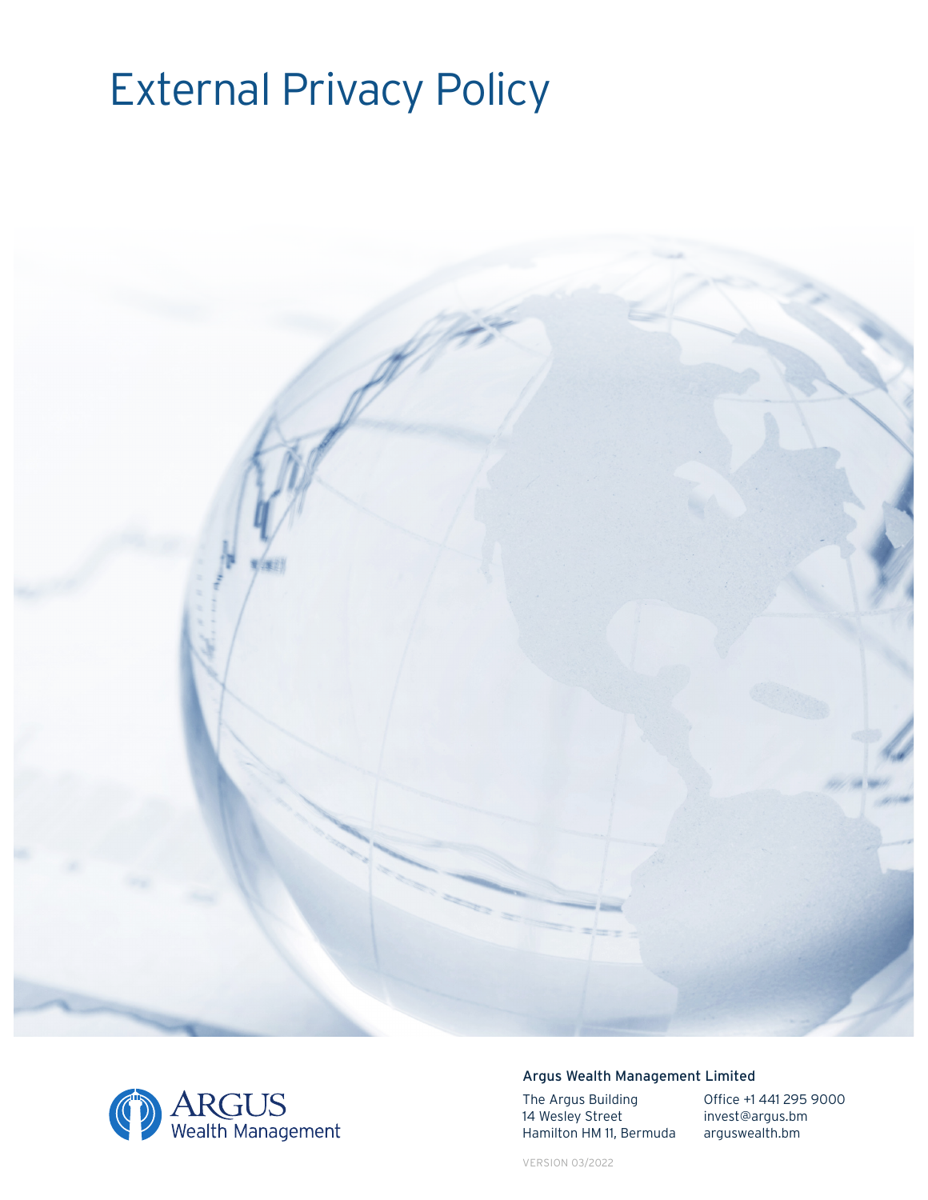# External Privacy Policy

ARGUS
Wealth Management

**Argus Wealth Management Limited**

The Argus Building
14 Wesley Street
Hamilton HM 11, Bermuda

Office +1 441 295 9000
invest@argus.bm
arguswealth.bm

VERSION 03/2022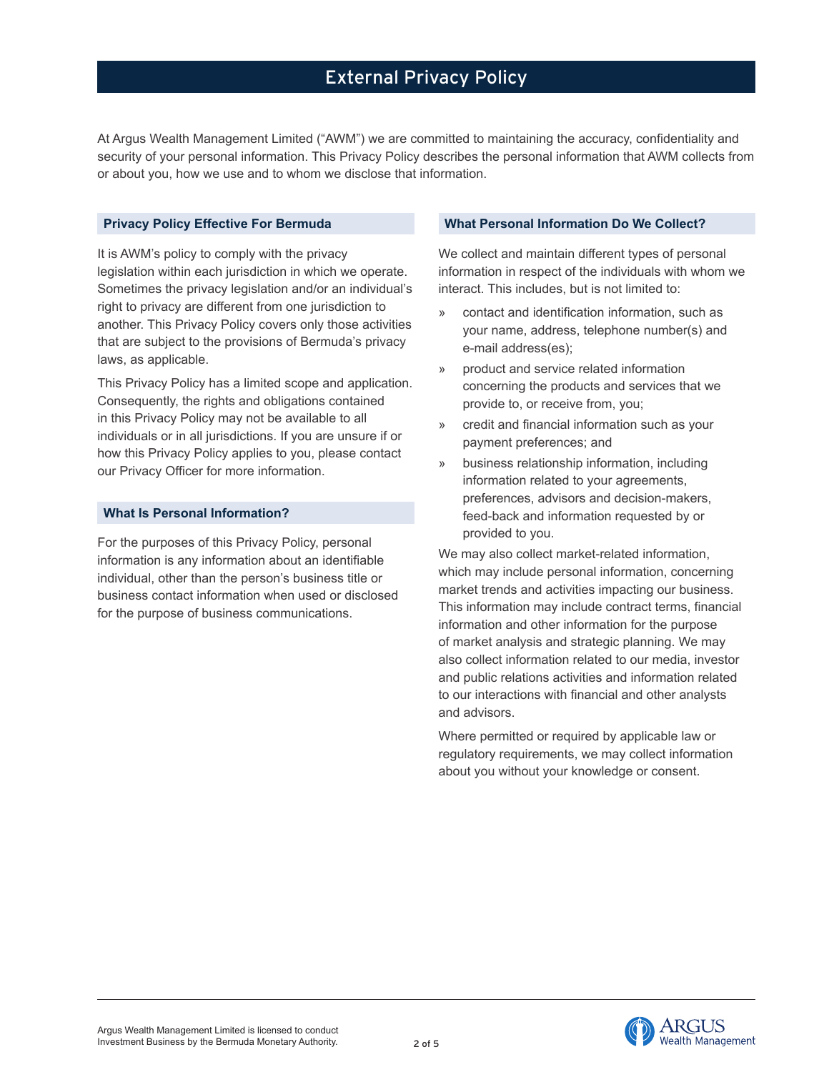# External Privacy Policy

At Argus Wealth Management Limited ("AWM") we are committed to maintaining the accuracy, confidentiality and security of your personal information. This Privacy Policy describes the personal information that AWM collects from or about you, how we use and to whom we disclose that information.

## Privacy Policy Effective For Bermuda

It is AWM's policy to comply with the privacy legislation within each jurisdiction in which we operate. Sometimes the privacy legislation and/or an individual's right to privacy are different from one jurisdiction to another. This Privacy Policy covers only those activities that are subject to the provisions of Bermuda's privacy laws, as applicable.

This Privacy Policy has a limited scope and application. Consequently, the rights and obligations contained in this Privacy Policy may not be available to all individuals or in all jurisdictions. If you are unsure if or how this Privacy Policy applies to you, please contact our Privacy Officer for more information.

## What Is Personal Information?

For the purposes of this Privacy Policy, personal information is any information about an identifiable individual, other than the person's business title or business contact information when used or disclosed for the purpose of business communications.

## What Personal Information Do We Collect?

We collect and maintain different types of personal information in respect of the individuals with whom we interact. This includes, but is not limited to:

- contact and identification information, such as your name, address, telephone number(s) and e-mail address(es);
- product and service related information concerning the products and services that we provide to, or receive from, you;
- credit and financial information such as your payment preferences; and
- business relationship information, including information related to your agreements, preferences, advisors and decision-makers, feed-back and information requested by or provided to you.

We may also collect market-related information, which may include personal information, concerning market trends and activities impacting our business. This information may include contract terms, financial information and other information for the purpose of market analysis and strategic planning. We may also collect information related to our media, investor and public relations activities and information related to our interactions with financial and other analysts and advisors.

Where permitted or required by applicable law or regulatory requirements, we may collect information about you without your knowledge or consent.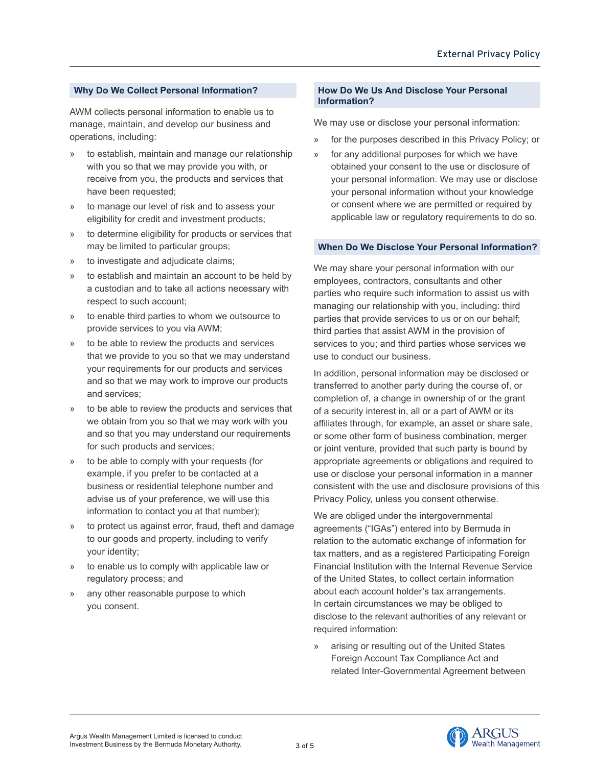## Why Do We Collect Personal Information?

AWM collects personal information to enable us to manage, maintain, and develop our business and operations, including:

- to establish, maintain and manage our relationship with you so that we may provide you with, or receive from you, the products and services that have been requested;
- to manage our level of risk and to assess your eligibility for credit and investment products;
- to determine eligibility for products or services that may be limited to particular groups;
- to investigate and adjudicate claims;
- to establish and maintain an account to be held by a custodian and to take all actions necessary with respect to such account;
- to enable third parties to whom we outsource to provide services to you via AWM;
- to be able to review the products and services that we provide to you so that we may understand your requirements for our products and services and so that we may work to improve our products and services;
- to be able to review the products and services that we obtain from you so that we may work with you and so that you may understand our requirements for such products and services;
- to be able to comply with your requests (for example, if you prefer to be contacted at a business or residential telephone number and advise us of your preference, we will use this information to contact you at that number);
- to protect us against error, fraud, theft and damage to our goods and property, including to verify your identity;
- to enable us to comply with applicable law or regulatory process; and
- any other reasonable purpose to which you consent.

## How Do We Us And Disclose Your Personal Information?

We may use or disclose your personal information:

- for the purposes described in this Privacy Policy; or
- for any additional purposes for which we have obtained your consent to the use or disclosure of your personal information. We may use or disclose your personal information without your knowledge or consent where we are permitted or required by applicable law or regulatory requirements to do so.

## When Do We Disclose Your Personal Information?

We may share your personal information with our employees, contractors, consultants and other parties who require such information to assist us with managing our relationship with you, including: third parties that provide services to us or on our behalf; third parties that assist AWM in the provision of services to you; and third parties whose services we use to conduct our business.

In addition, personal information may be disclosed or transferred to another party during the course of, or completion of, a change in ownership of or the grant of a security interest in, all or a part of AWM or its affiliates through, for example, an asset or share sale, or some other form of business combination, merger or joint venture, provided that such party is bound by appropriate agreements or obligations and required to use or disclose your personal information in a manner consistent with the use and disclosure provisions of this Privacy Policy, unless you consent otherwise.

We are obliged under the intergovernmental agreements ("IGAs") entered into by Bermuda in relation to the automatic exchange of information for tax matters, and as a registered Participating Foreign Financial Institution with the Internal Revenue Service of the United States, to collect certain information about each account holder's tax arrangements. In certain circumstances we may be obliged to disclose to the relevant authorities of any relevant or required information:

- arising or resulting out of the United States Foreign Account Tax Compliance Act and related Inter-Governmental Agreement between

Argus Wealth Management Limited is licensed to conduct Investment Business by the Bermuda Monetary Authority.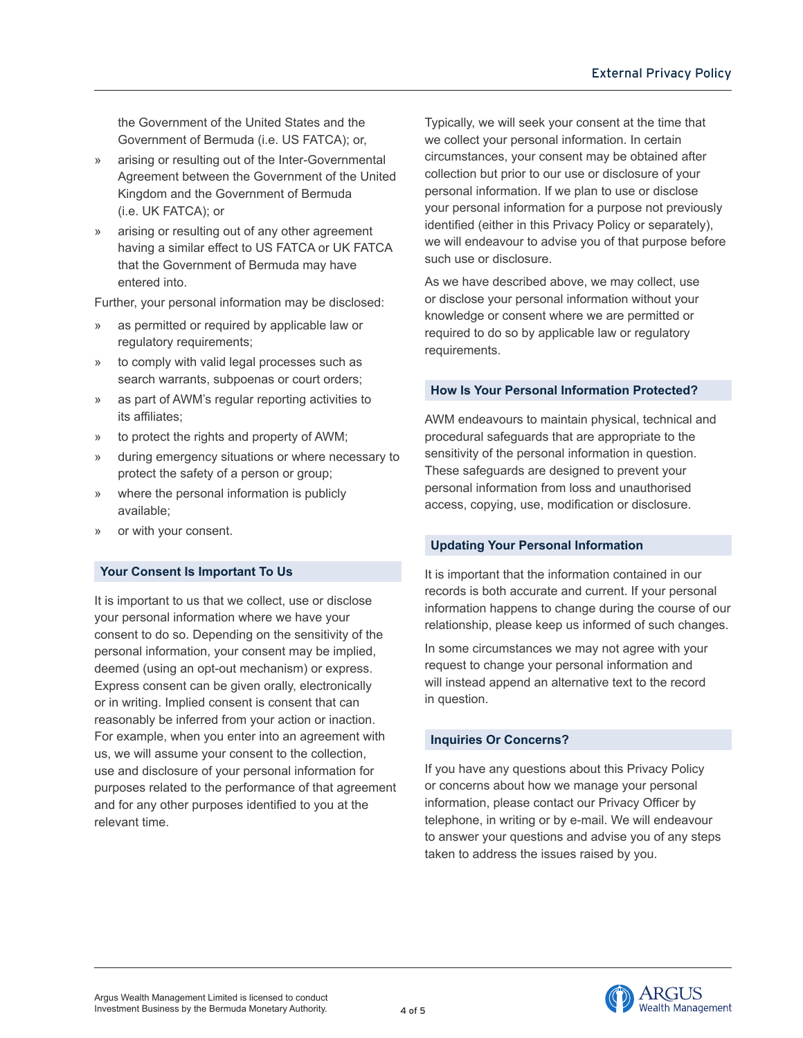the Government of the United States and the Government of Bermuda (i.e. US FATCA); or,

- arising or resulting out of the Inter-Governmental Agreement between the Government of the United Kingdom and the Government of Bermuda (i.e. UK FATCA); or
- arising or resulting out of any other agreement having a similar effect to US FATCA or UK FATCA that the Government of Bermuda may have entered into.

Further, your personal information may be disclosed:

- as permitted or required by applicable law or regulatory requirements;
- to comply with valid legal processes such as search warrants, subpoenas or court orders;
- as part of AWM's regular reporting activities to its affiliates;
- to protect the rights and property of AWM;
- during emergency situations or where necessary to protect the safety of a person or group;
- where the personal information is publicly available;
- or with your consent.

## Your Consent Is Important To Us

It is important to us that we collect, use or disclose your personal information where we have your consent to do so. Depending on the sensitivity of the personal information, your consent may be implied, deemed (using an opt-out mechanism) or express. Express consent can be given orally, electronically or in writing. Implied consent is consent that can reasonably be inferred from your action or inaction. For example, when you enter into an agreement with us, we will assume your consent to the collection, use and disclosure of your personal information for purposes related to the performance of that agreement and for any other purposes identified to you at the relevant time.

Typically, we will seek your consent at the time that we collect your personal information. In certain circumstances, your consent may be obtained after collection but prior to our use or disclosure of your personal information. If we plan to use or disclose your personal information for a purpose not previously identified (either in this Privacy Policy or separately), we will endeavour to advise you of that purpose before such use or disclosure.

As we have described above, we may collect, use or disclose your personal information without your knowledge or consent where we are permitted or required to do so by applicable law or regulatory requirements.

## How Is Your Personal Information Protected?

AWM endeavours to maintain physical, technical and procedural safeguards that are appropriate to the sensitivity of the personal information in question. These safeguards are designed to prevent your personal information from loss and unauthorised access, copying, use, modification or disclosure.

## Updating Your Personal Information

It is important that the information contained in our records is both accurate and current. If your personal information happens to change during the course of our relationship, please keep us informed of such changes.

In some circumstances we may not agree with your request to change your personal information and will instead append an alternative text to the record in question.

## Inquiries Or Concerns?

If you have any questions about this Privacy Policy or concerns about how we manage your personal information, please contact our Privacy Officer by telephone, in writing or by e-mail. We will endeavour to answer your questions and advise you of any steps taken to address the issues raised by you.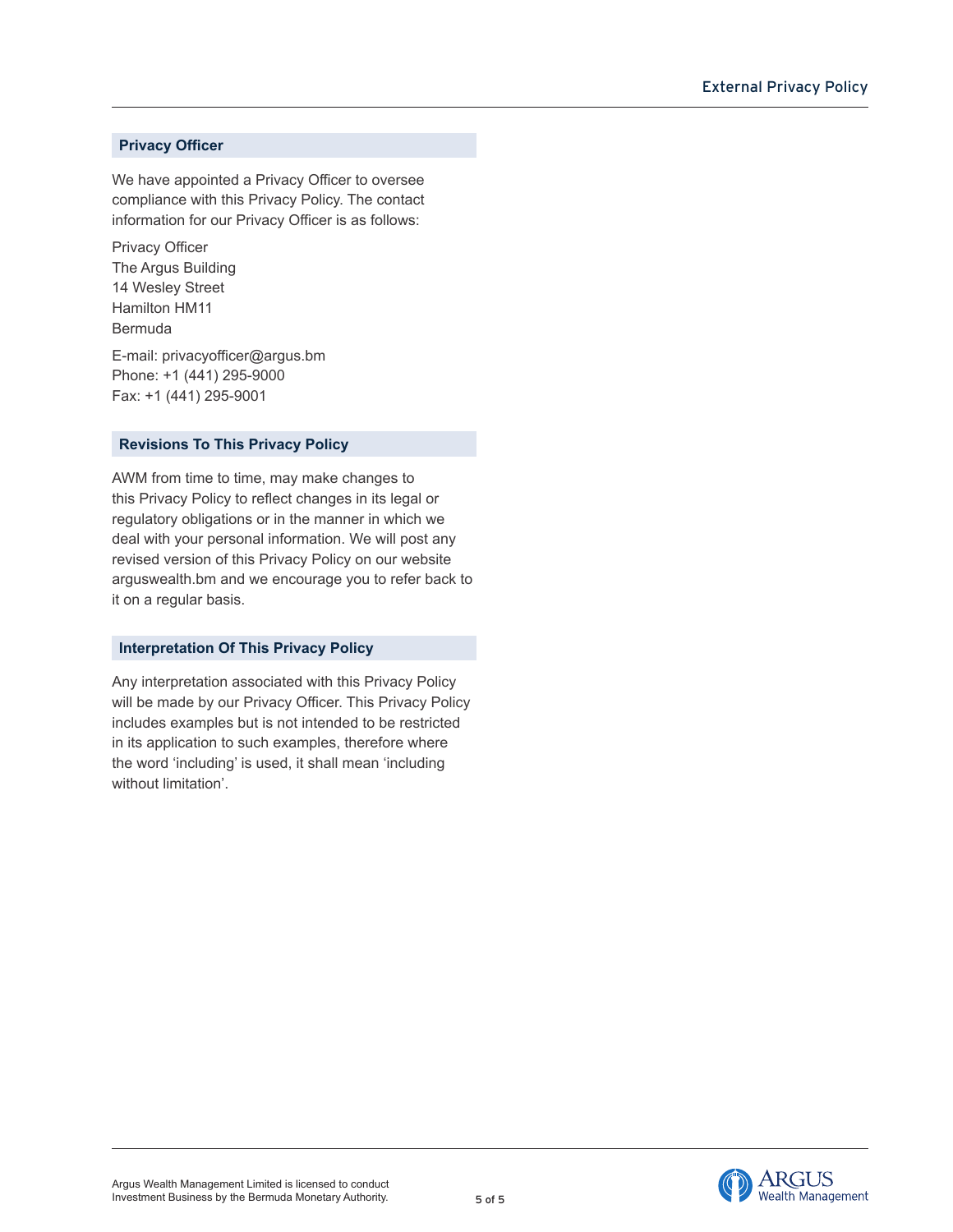## Privacy Officer

We have appointed a Privacy Officer to oversee compliance with this Privacy Policy. The contact information for our Privacy Officer is as follows:

Privacy Officer
The Argus Building
14 Wesley Street
Hamilton HM11
Bermuda

E-mail: privacyofficer@argus.bm
Phone: +1 (441) 295-9000
Fax: +1 (441) 295-9001

## Revisions To This Privacy Policy

AWM from time to time, may make changes to this Privacy Policy to reflect changes in its legal or regulatory obligations or in the manner in which we deal with your personal information. We will post any revised version of this Privacy Policy on our website arguswealth.bm and we encourage you to refer back to it on a regular basis.

## Interpretation Of This Privacy Policy

Any interpretation associated with this Privacy Policy will be made by our Privacy Officer. This Privacy Policy includes examples but is not intended to be restricted in its application to such examples, therefore where the word 'including' is used, it shall mean 'including without limitation'.